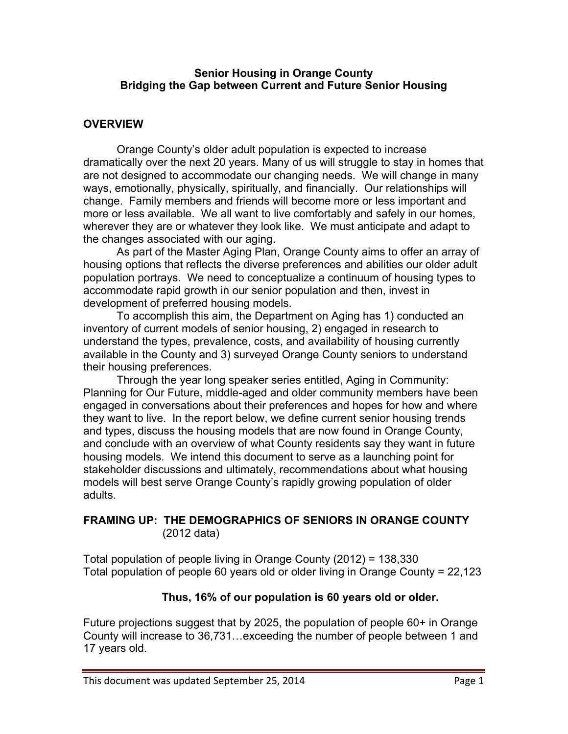# Senior Housing in Orange County
## Bridging the Gap between Current and Future Senior Housing

## OVERVIEW

Orange County's older adult population is expected to increase dramatically over the next 20 years. Many of us will struggle to stay in homes that are not designed to accommodate our changing needs. We will change in many ways, emotionally, physically, spiritually, and financially. Our relationships will change. Family members and friends will become more or less important and more or less available. We all want to live comfortably and safely in our homes, wherever they are or whatever they look like. We must anticipate and adapt to the changes associated with our aging.

As part of the Master Aging Plan, Orange County aims to offer an array of housing options that reflects the diverse preferences and abilities our older adult population portrays. We need to conceptualize a continuum of housing types to accommodate rapid growth in our senior population and then, invest in development of preferred housing models.

To accomplish this aim, the Department on Aging has 1) conducted an inventory of current models of senior housing, 2) engaged in research to understand the types, prevalence, costs, and availability of housing currently available in the County and 3) surveyed Orange County seniors to understand their housing preferences.

Through the year long speaker series entitled, Aging in Community: Planning for Our Future, middle-aged and older community members have been engaged in conversations about their preferences and hopes for how and where they want to live. In the report below, we define current senior housing trends and types, discuss the housing models that are now found in Orange County, and conclude with an overview of what County residents say they want in future housing models. We intend this document to serve as a launching point for stakeholder discussions and ultimately, recommendations about what housing models will best serve Orange County's rapidly growing population of older adults.

## FRAMING UP: THE DEMOGRAPHICS OF SENIORS IN ORANGE COUNTY (2012 data)

Total population of people living in Orange County (2012) = 138,330
Total population of people 60 years old or older living in Orange County = 22,123

**Thus, 16% of our population is 60 years old or older.**

Future projections suggest that by 2025, the population of people 60+ in Orange County will increase to 36,731…exceeding the number of people between 1 and 17 years old.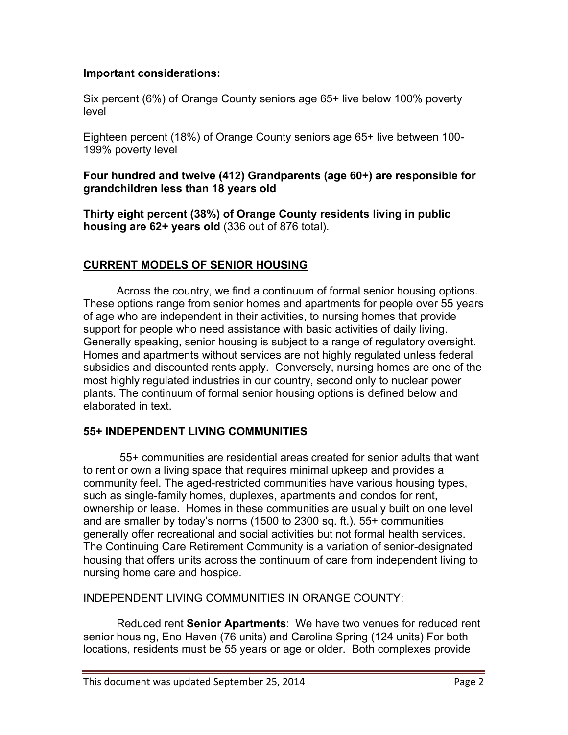**Important considerations:**

Six percent (6%) of Orange County seniors age 65+ live below 100% poverty level

Eighteen percent (18%) of Orange County seniors age 65+ live between 100-199% poverty level

**Four hundred and twelve (412) Grandparents (age 60+) are responsible for grandchildren less than 18 years old**

**Thirty eight percent (38%) of Orange County residents living in public housing are 62+ years old** (336 out of 876 total).

## CURRENT MODELS OF SENIOR HOUSING

Across the country, we find a continuum of formal senior housing options. These options range from senior homes and apartments for people over 55 years of age who are independent in their activities, to nursing homes that provide support for people who need assistance with basic activities of daily living. Generally speaking, senior housing is subject to a range of regulatory oversight. Homes and apartments without services are not highly regulated unless federal subsidies and discounted rents apply. Conversely, nursing homes are one of the most highly regulated industries in our country, second only to nuclear power plants. The continuum of formal senior housing options is defined below and elaborated in text.

### 55+ INDEPENDENT LIVING COMMUNITIES

55+ communities are residential areas created for senior adults that want to rent or own a living space that requires minimal upkeep and provides a community feel. The aged-restricted communities have various housing types, such as single-family homes, duplexes, apartments and condos for rent, ownership or lease. Homes in these communities are usually built on one level and are smaller by today's norms (1500 to 2300 sq. ft.). 55+ communities generally offer recreational and social activities but not formal health services. The Continuing Care Retirement Community is a variation of senior-designated housing that offers units across the continuum of care from independent living to nursing home care and hospice.

INDEPENDENT LIVING COMMUNITIES IN ORANGE COUNTY:

Reduced rent **Senior Apartments**: We have two venues for reduced rent senior housing, Eno Haven (76 units) and Carolina Spring (124 units) For both locations, residents must be 55 years or age or older. Both complexes provide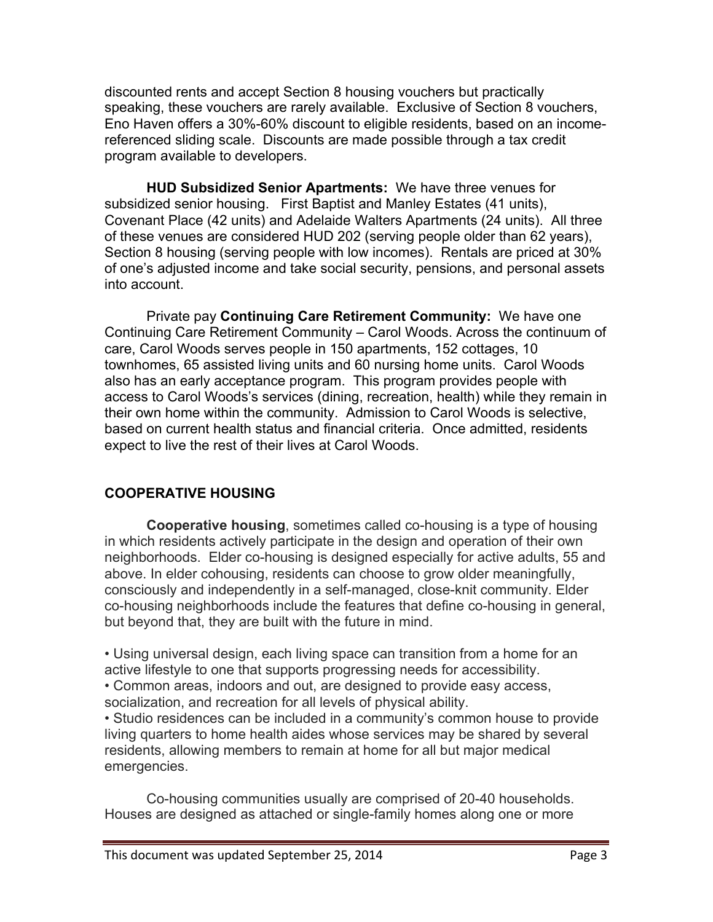discounted rents and accept Section 8 housing vouchers but practically speaking, these vouchers are rarely available. Exclusive of Section 8 vouchers, Eno Haven offers a 30%-60% discount to eligible residents, based on an income-referenced sliding scale. Discounts are made possible through a tax credit program available to developers.

**HUD Subsidized Senior Apartments:** We have three venues for subsidized senior housing. First Baptist and Manley Estates (41 units), Covenant Place (42 units) and Adelaide Walters Apartments (24 units). All three of these venues are considered HUD 202 (serving people older than 62 years), Section 8 housing (serving people with low incomes). Rentals are priced at 30% of one's adjusted income and take social security, pensions, and personal assets into account.

Private pay **Continuing Care Retirement Community:** We have one Continuing Care Retirement Community – Carol Woods. Across the continuum of care, Carol Woods serves people in 150 apartments, 152 cottages, 10 townhomes, 65 assisted living units and 60 nursing home units. Carol Woods also has an early acceptance program. This program provides people with access to Carol Woods's services (dining, recreation, health) while they remain in their own home within the community. Admission to Carol Woods is selective, based on current health status and financial criteria. Once admitted, residents expect to live the rest of their lives at Carol Woods.

## COOPERATIVE HOUSING

**Cooperative housing**, sometimes called co-housing is a type of housing in which residents actively participate in the design and operation of their own neighborhoods. Elder co-housing is designed especially for active adults, 55 and above. In elder cohousing, residents can choose to grow older meaningfully, consciously and independently in a self-managed, close-knit community. Elder co-housing neighborhoods include the features that define co-housing in general, but beyond that, they are built with the future in mind.

- Using universal design, each living space can transition from a home for an active lifestyle to one that supports progressing needs for accessibility.
- Common areas, indoors and out, are designed to provide easy access, socialization, and recreation for all levels of physical ability.
- Studio residences can be included in a community's common house to provide living quarters to home health aides whose services may be shared by several residents, allowing members to remain at home for all but major medical emergencies.

Co-housing communities usually are comprised of 20-40 households. Houses are designed as attached or single-family homes along one or more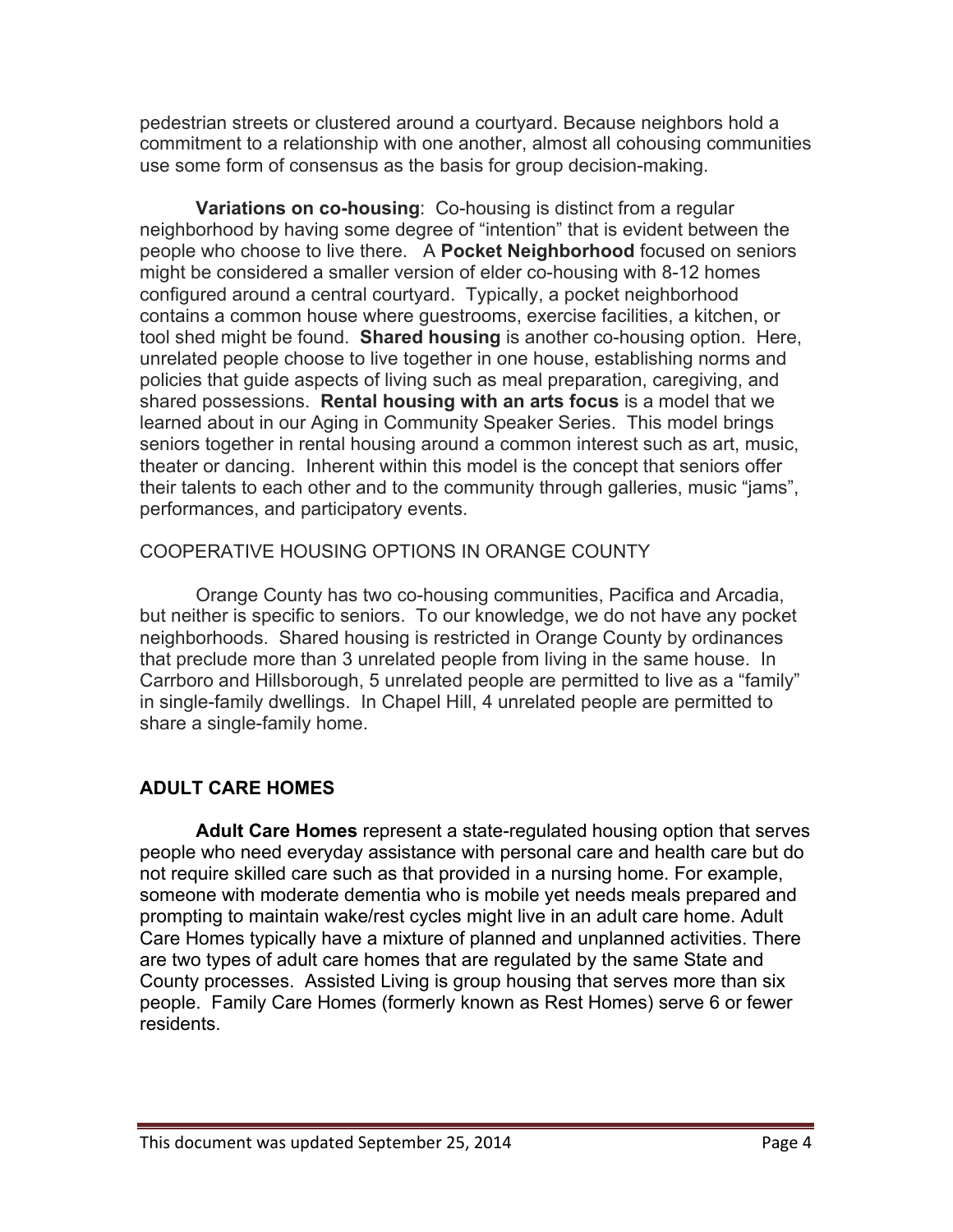pedestrian streets or clustered around a courtyard. Because neighbors hold a commitment to a relationship with one another, almost all cohousing communities use some form of consensus as the basis for group decision-making.

**Variations on co-housing**: Co-housing is distinct from a regular neighborhood by having some degree of "intention" that is evident between the people who choose to live there. A **Pocket Neighborhood** focused on seniors might be considered a smaller version of elder co-housing with 8-12 homes configured around a central courtyard. Typically, a pocket neighborhood contains a common house where guestrooms, exercise facilities, a kitchen, or tool shed might be found. **Shared housing** is another co-housing option. Here, unrelated people choose to live together in one house, establishing norms and policies that guide aspects of living such as meal preparation, caregiving, and shared possessions. **Rental housing with an arts focus** is a model that we learned about in our Aging in Community Speaker Series. This model brings seniors together in rental housing around a common interest such as art, music, theater or dancing. Inherent within this model is the concept that seniors offer their talents to each other and to the community through galleries, music "jams", performances, and participatory events.

COOPERATIVE HOUSING OPTIONS IN ORANGE COUNTY

Orange County has two co-housing communities, Pacifica and Arcadia, but neither is specific to seniors. To our knowledge, we do not have any pocket neighborhoods. Shared housing is restricted in Orange County by ordinances that preclude more than 3 unrelated people from living in the same house. In Carrboro and Hillsborough, 5 unrelated people are permitted to live as a "family" in single-family dwellings. In Chapel Hill, 4 unrelated people are permitted to share a single-family home.

## ADULT CARE HOMES

**Adult Care Homes** represent a state-regulated housing option that serves people who need everyday assistance with personal care and health care but do not require skilled care such as that provided in a nursing home. For example, someone with moderate dementia who is mobile yet needs meals prepared and prompting to maintain wake/rest cycles might live in an adult care home. Adult Care Homes typically have a mixture of planned and unplanned activities. There are two types of adult care homes that are regulated by the same State and County processes. Assisted Living is group housing that serves more than six people. Family Care Homes (formerly known as Rest Homes) serve 6 or fewer residents.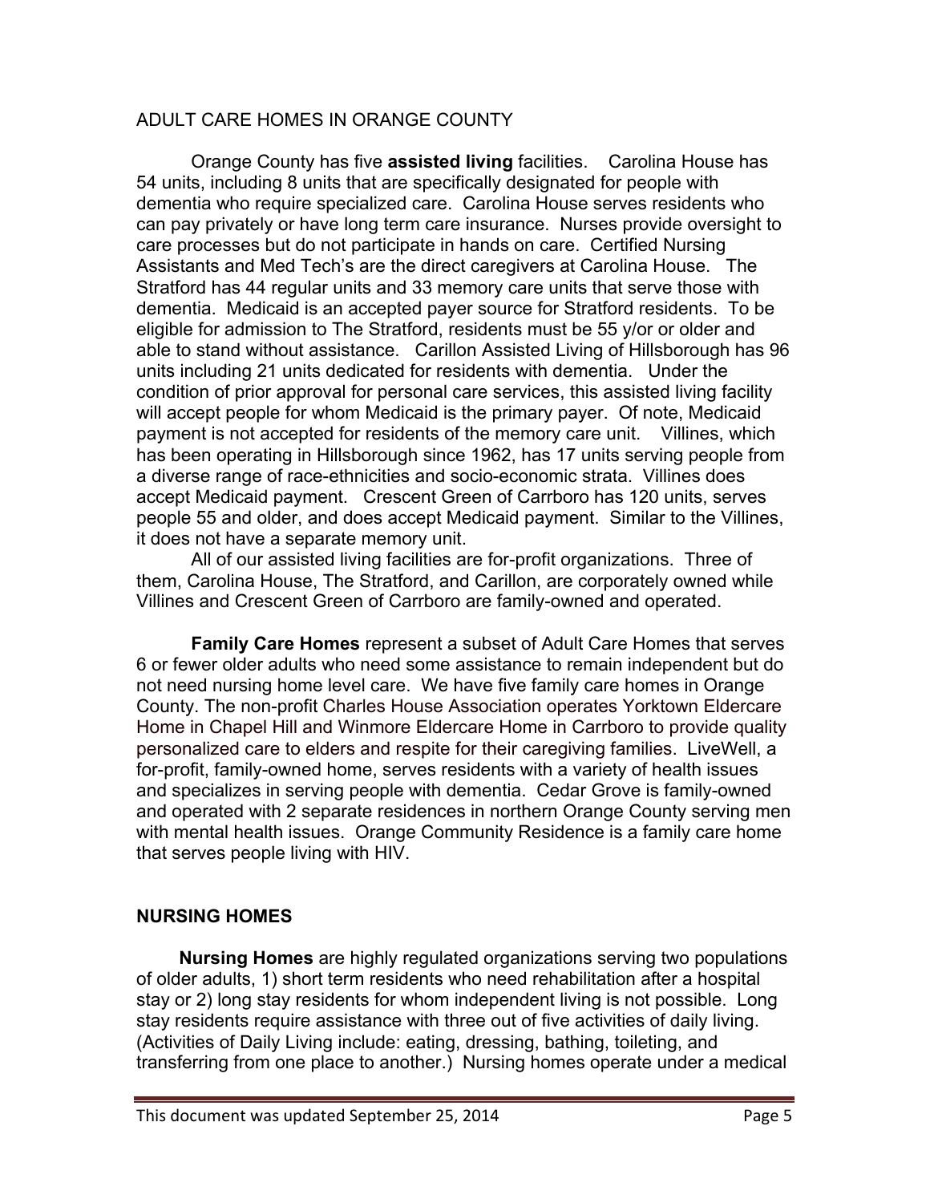## ADULT CARE HOMES IN ORANGE COUNTY

Orange County has five **assisted living** facilities. Carolina House has 54 units, including 8 units that are specifically designated for people with dementia who require specialized care. Carolina House serves residents who can pay privately or have long term care insurance. Nurses provide oversight to care processes but do not participate in hands on care. Certified Nursing Assistants and Med Tech's are the direct caregivers at Carolina House. The Stratford has 44 regular units and 33 memory care units that serve those with dementia. Medicaid is an accepted payer source for Stratford residents. To be eligible for admission to The Stratford, residents must be 55 y/or or older and able to stand without assistance. Carillon Assisted Living of Hillsborough has 96 units including 21 units dedicated for residents with dementia. Under the condition of prior approval for personal care services, this assisted living facility will accept people for whom Medicaid is the primary payer. Of note, Medicaid payment is not accepted for residents of the memory care unit. Villines, which has been operating in Hillsborough since 1962, has 17 units serving people from a diverse range of race-ethnicities and socio-economic strata. Villines does accept Medicaid payment. Crescent Green of Carrboro has 120 units, serves people 55 and older, and does accept Medicaid payment. Similar to the Villines, it does not have a separate memory unit.

All of our assisted living facilities are for-profit organizations. Three of them, Carolina House, The Stratford, and Carillon, are corporately owned while Villines and Crescent Green of Carrboro are family-owned and operated.

**Family Care Homes** represent a subset of Adult Care Homes that serves 6 or fewer older adults who need some assistance to remain independent but do not need nursing home level care. We have five family care homes in Orange County. The non-profit Charles House Association operates Yorktown Eldercare Home in Chapel Hill and Winmore Eldercare Home in Carrboro to provide quality personalized care to elders and respite for their caregiving families. LiveWell, a for-profit, family-owned home, serves residents with a variety of health issues and specializes in serving people with dementia. Cedar Grove is family-owned and operated with 2 separate residences in northern Orange County serving men with mental health issues. Orange Community Residence is a family care home that serves people living with HIV.

## NURSING HOMES

**Nursing Homes** are highly regulated organizations serving two populations of older adults, 1) short term residents who need rehabilitation after a hospital stay or 2) long stay residents for whom independent living is not possible. Long stay residents require assistance with three out of five activities of daily living. (Activities of Daily Living include: eating, dressing, bathing, toileting, and transferring from one place to another.) Nursing homes operate under a medical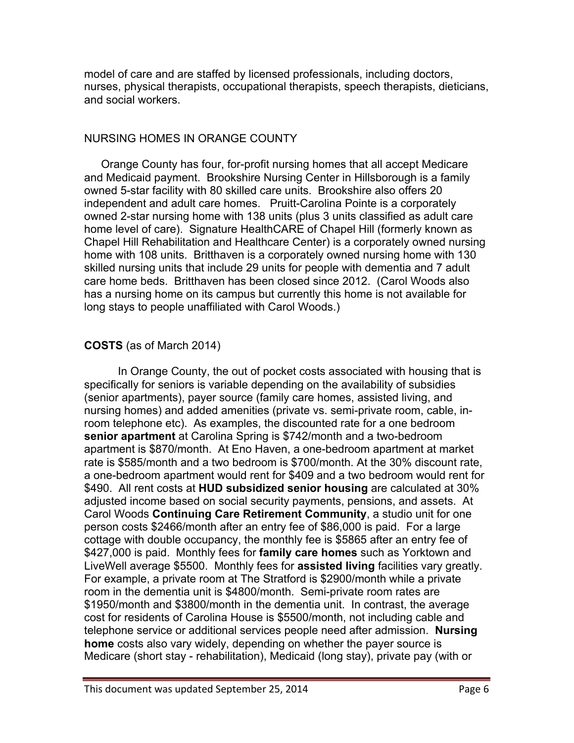model of care and are staffed by licensed professionals, including doctors, nurses, physical therapists, occupational therapists, speech therapists, dieticians, and social workers.

## NURSING HOMES IN ORANGE COUNTY

Orange County has four, for-profit nursing homes that all accept Medicare and Medicaid payment. Brookshire Nursing Center in Hillsborough is a family owned 5-star facility with 80 skilled care units. Brookshire also offers 20 independent and adult care homes. Pruitt-Carolina Pointe is a corporately owned 2-star nursing home with 138 units (plus 3 units classified as adult care home level of care). Signature HealthCARE of Chapel Hill (formerly known as Chapel Hill Rehabilitation and Healthcare Center) is a corporately owned nursing home with 108 units. Britthaven is a corporately owned nursing home with 130 skilled nursing units that include 29 units for people with dementia and 7 adult care home beds. Britthaven has been closed since 2012. (Carol Woods also has a nursing home on its campus but currently this home is not available for long stays to people unaffiliated with Carol Woods.)

## **COSTS** (as of March 2014)

In Orange County, the out of pocket costs associated with housing that is specifically for seniors is variable depending on the availability of subsidies (senior apartments), payer source (family care homes, assisted living, and nursing homes) and added amenities (private vs. semi-private room, cable, in-room telephone etc). As examples, the discounted rate for a one bedroom **senior apartment** at Carolina Spring is $742/month and a two-bedroom apartment is $870/month. At Eno Haven, a one-bedroom apartment at market rate is $585/month and a two bedroom is $700/month. At the 30% discount rate, a one-bedroom apartment would rent for $409 and a two bedroom would rent for $490. All rent costs at **HUD subsidized senior housing** are calculated at 30% adjusted income based on social security payments, pensions, and assets. At Carol Woods **Continuing Care Retirement Community**, a studio unit for one person costs $2466/month after an entry fee of $86,000 is paid. For a large cottage with double occupancy, the monthly fee is $5865 after an entry fee of $427,000 is paid. Monthly fees for **family care homes** such as Yorktown and LiveWell average $5500. Monthly fees for **assisted living** facilities vary greatly. For example, a private room at The Stratford is $2900/month while a private room in the dementia unit is $4800/month. Semi-private room rates are $1950/month and $3800/month in the dementia unit. In contrast, the average cost for residents of Carolina House is $5500/month, not including cable and telephone service or additional services people need after admission. **Nursing home** costs also vary widely, depending on whether the payer source is Medicare (short stay - rehabilitation), Medicaid (long stay), private pay (with or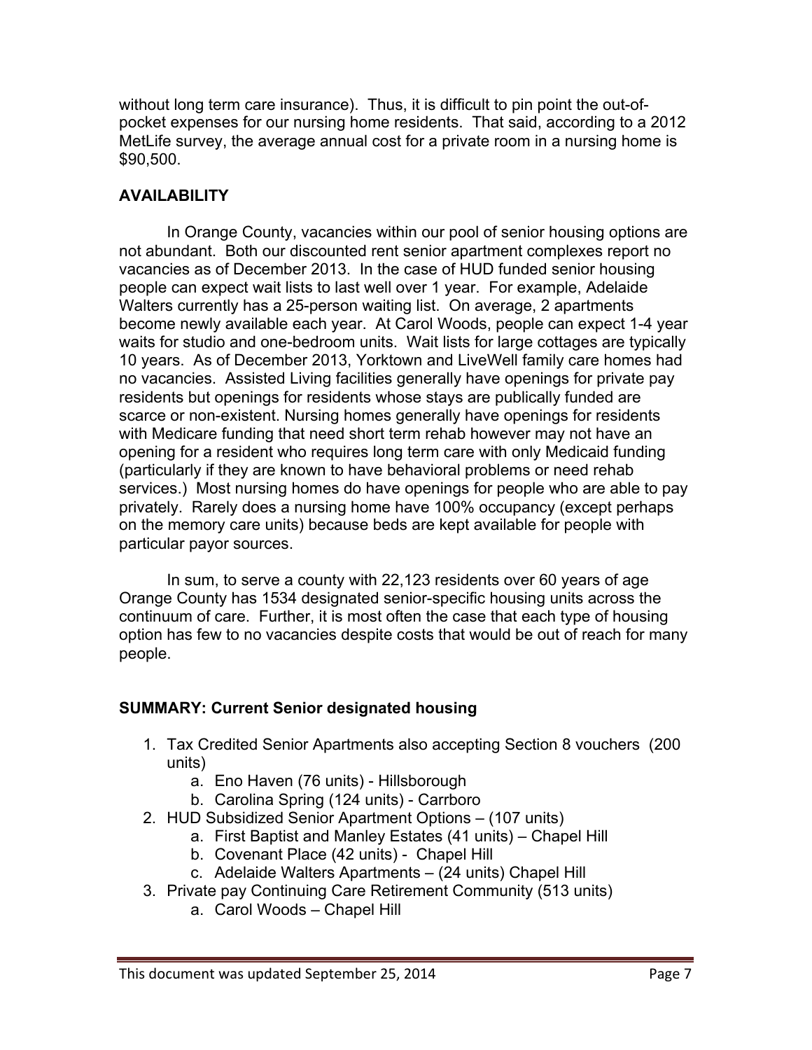without long term care insurance). Thus, it is difficult to pin point the out-of-pocket expenses for our nursing home residents. That said, according to a 2012 MetLife survey, the average annual cost for a private room in a nursing home is $90,500.

## AVAILABILITY

In Orange County, vacancies within our pool of senior housing options are not abundant. Both our discounted rent senior apartment complexes report no vacancies as of December 2013. In the case of HUD funded senior housing people can expect wait lists to last well over 1 year. For example, Adelaide Walters currently has a 25-person waiting list. On average, 2 apartments become newly available each year. At Carol Woods, people can expect 1-4 year waits for studio and one-bedroom units. Wait lists for large cottages are typically 10 years. As of December 2013, Yorktown and LiveWell family care homes had no vacancies. Assisted Living facilities generally have openings for private pay residents but openings for residents whose stays are publically funded are scarce or non-existent. Nursing homes generally have openings for residents with Medicare funding that need short term rehab however may not have an opening for a resident who requires long term care with only Medicaid funding (particularly if they are known to have behavioral problems or need rehab services.) Most nursing homes do have openings for people who are able to pay privately. Rarely does a nursing home have 100% occupancy (except perhaps on the memory care units) because beds are kept available for people with particular payor sources.

In sum, to serve a county with 22,123 residents over 60 years of age Orange County has 1534 designated senior-specific housing units across the continuum of care. Further, it is most often the case that each type of housing option has few to no vacancies despite costs that would be out of reach for many people.

## SUMMARY: Current Senior designated housing

1. Tax Credited Senior Apartments also accepting Section 8 vouchers (200 units)
   a. Eno Haven (76 units) - Hillsborough
   b. Carolina Spring (124 units) - Carrboro
2. HUD Subsidized Senior Apartment Options – (107 units)
   a. First Baptist and Manley Estates (41 units) – Chapel Hill
   b. Covenant Place (42 units) - Chapel Hill
   c. Adelaide Walters Apartments – (24 units) Chapel Hill
3. Private pay Continuing Care Retirement Community (513 units)
   a. Carol Woods – Chapel Hill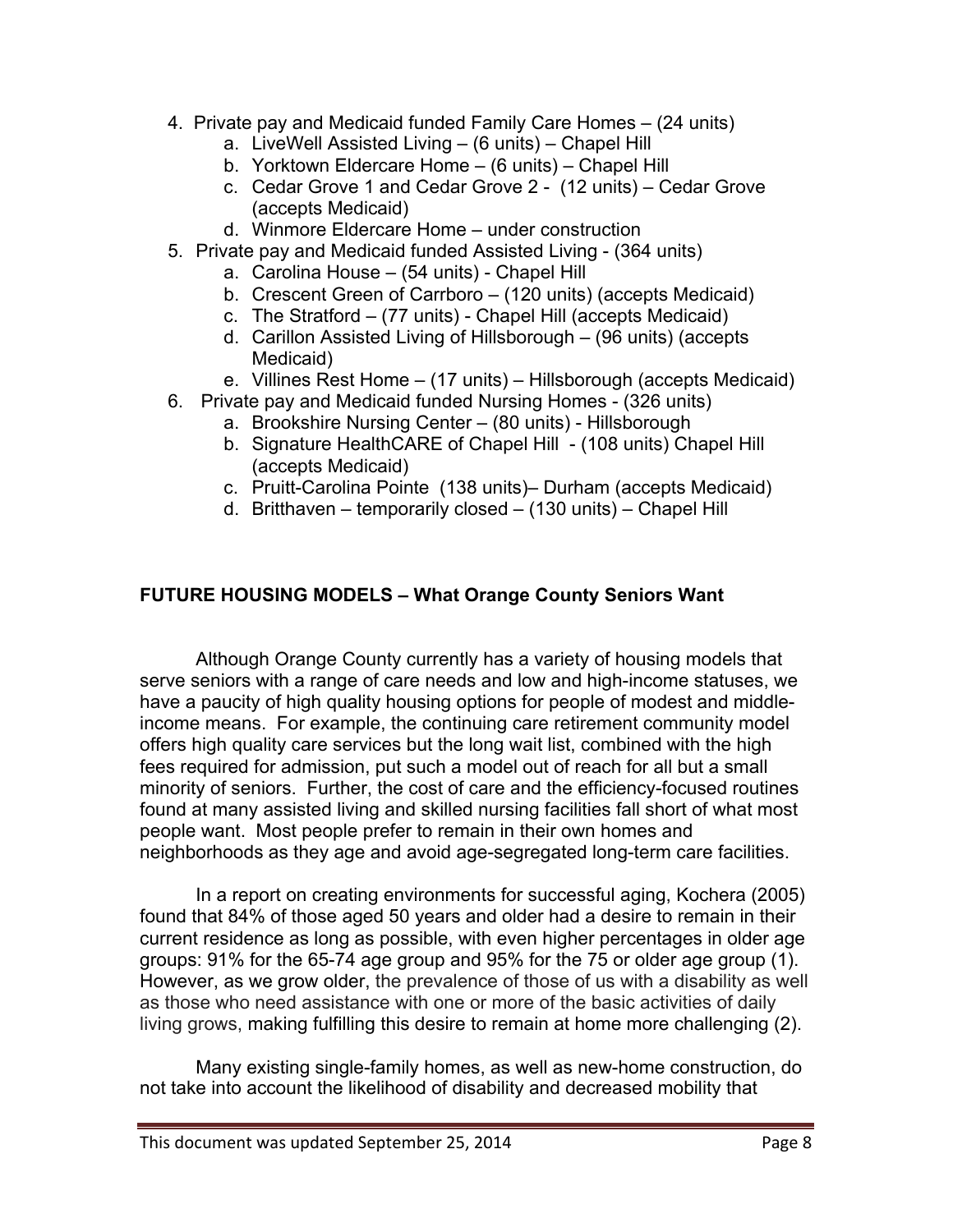4. Private pay and Medicaid funded Family Care Homes – (24 units)
   a. LiveWell Assisted Living – (6 units) – Chapel Hill
   b. Yorktown Eldercare Home – (6 units) – Chapel Hill
   c. Cedar Grove 1 and Cedar Grove 2 - (12 units) – Cedar Grove (accepts Medicaid)
   d. Winmore Eldercare Home – under construction
5. Private pay and Medicaid funded Assisted Living - (364 units)
   a. Carolina House – (54 units) - Chapel Hill
   b. Crescent Green of Carrboro – (120 units) (accepts Medicaid)
   c. The Stratford – (77 units) - Chapel Hill (accepts Medicaid)
   d. Carillon Assisted Living of Hillsborough – (96 units) (accepts Medicaid)
   e. Villines Rest Home – (17 units) – Hillsborough (accepts Medicaid)
6. Private pay and Medicaid funded Nursing Homes - (326 units)
   a. Brookshire Nursing Center – (80 units) - Hillsborough
   b. Signature HealthCARE of Chapel Hill - (108 units) Chapel Hill (accepts Medicaid)
   c. Pruitt-Carolina Pointe (138 units)– Durham (accepts Medicaid)
   d. Britthaven – temporarily closed – (130 units) – Chapel Hill

## FUTURE HOUSING MODELS – What Orange County Seniors Want

Although Orange County currently has a variety of housing models that serve seniors with a range of care needs and low and high-income statuses, we have a paucity of high quality housing options for people of modest and middle-income means. For example, the continuing care retirement community model offers high quality care services but the long wait list, combined with the high fees required for admission, put such a model out of reach for all but a small minority of seniors. Further, the cost of care and the efficiency-focused routines found at many assisted living and skilled nursing facilities fall short of what most people want. Most people prefer to remain in their own homes and neighborhoods as they age and avoid age-segregated long-term care facilities.

In a report on creating environments for successful aging, Kochera (2005) found that 84% of those aged 50 years and older had a desire to remain in their current residence as long as possible, with even higher percentages in older age groups: 91% for the 65-74 age group and 95% for the 75 or older age group (1). However, as we grow older, the prevalence of those of us with a disability as well as those who need assistance with one or more of the basic activities of daily living grows, making fulfilling this desire to remain at home more challenging (2).

Many existing single-family homes, as well as new-home construction, do not take into account the likelihood of disability and decreased mobility that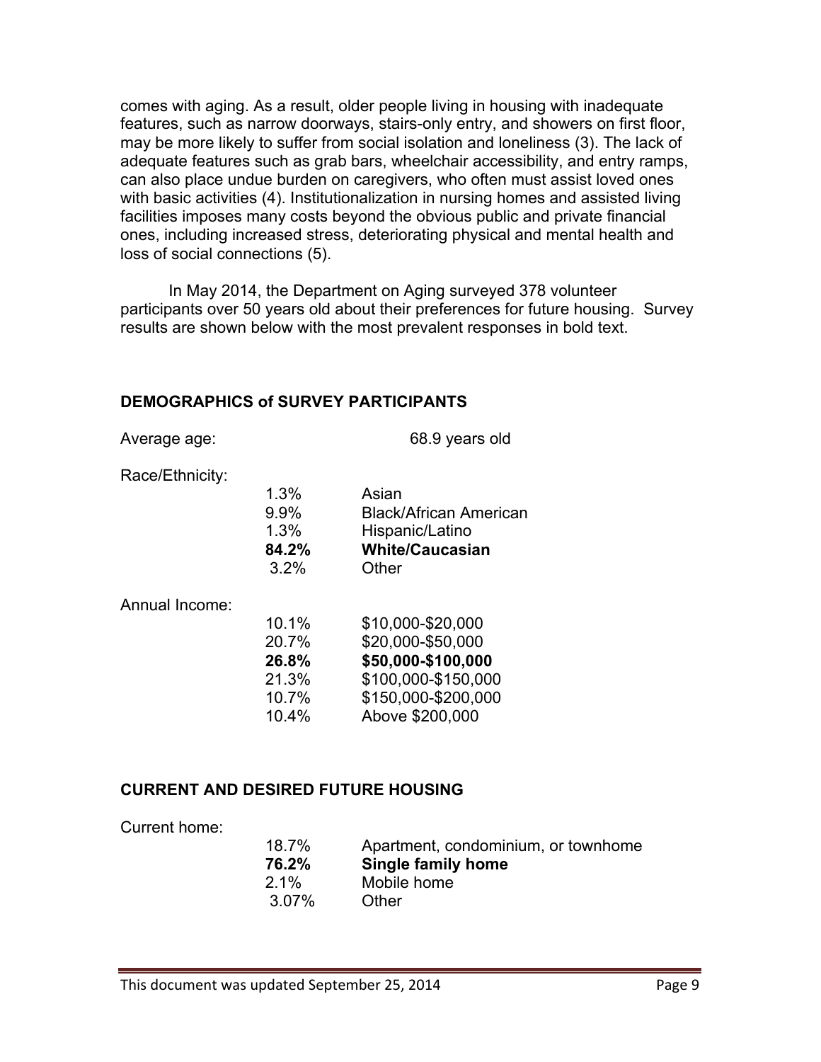comes with aging. As a result, older people living in housing with inadequate features, such as narrow doorways, stairs-only entry, and showers on first floor, may be more likely to suffer from social isolation and loneliness (3). The lack of adequate features such as grab bars, wheelchair accessibility, and entry ramps, can also place undue burden on caregivers, who often must assist loved ones with basic activities (4). Institutionalization in nursing homes and assisted living facilities imposes many costs beyond the obvious public and private financial ones, including increased stress, deteriorating physical and mental health and loss of social connections (5).

In May 2014, the Department on Aging surveyed 378 volunteer participants over 50 years old about their preferences for future housing. Survey results are shown below with the most prevalent responses in bold text.

### DEMOGRAPHICS of SURVEY PARTICIPANTS

Average age: 68.9 years old

Race/Ethnicity:

| | |
|---|---|
| 1.3% | Asian |
| 9.9% | Black/African American |
| 1.3% | Hispanic/Latino |
| **84.2%** | **White/Caucasian** |
| 3.2% | Other |

Annual Income:

| | |
|---|---|
| 10.1% | $10,000-$20,000 |
| 20.7% | $20,000-$50,000 |
| **26.8%** | **$50,000-$100,000** |
| 21.3% | $100,000-$150,000 |
| 10.7% | $150,000-$200,000 |
| 10.4% | Above $200,000 |

### CURRENT AND DESIRED FUTURE HOUSING

Current home:

| | |
|---|---|
| 18.7% | Apartment, condominium, or townhome |
| **76.2%** | **Single family home** |
| 2.1% | Mobile home |
| 3.07% | Other |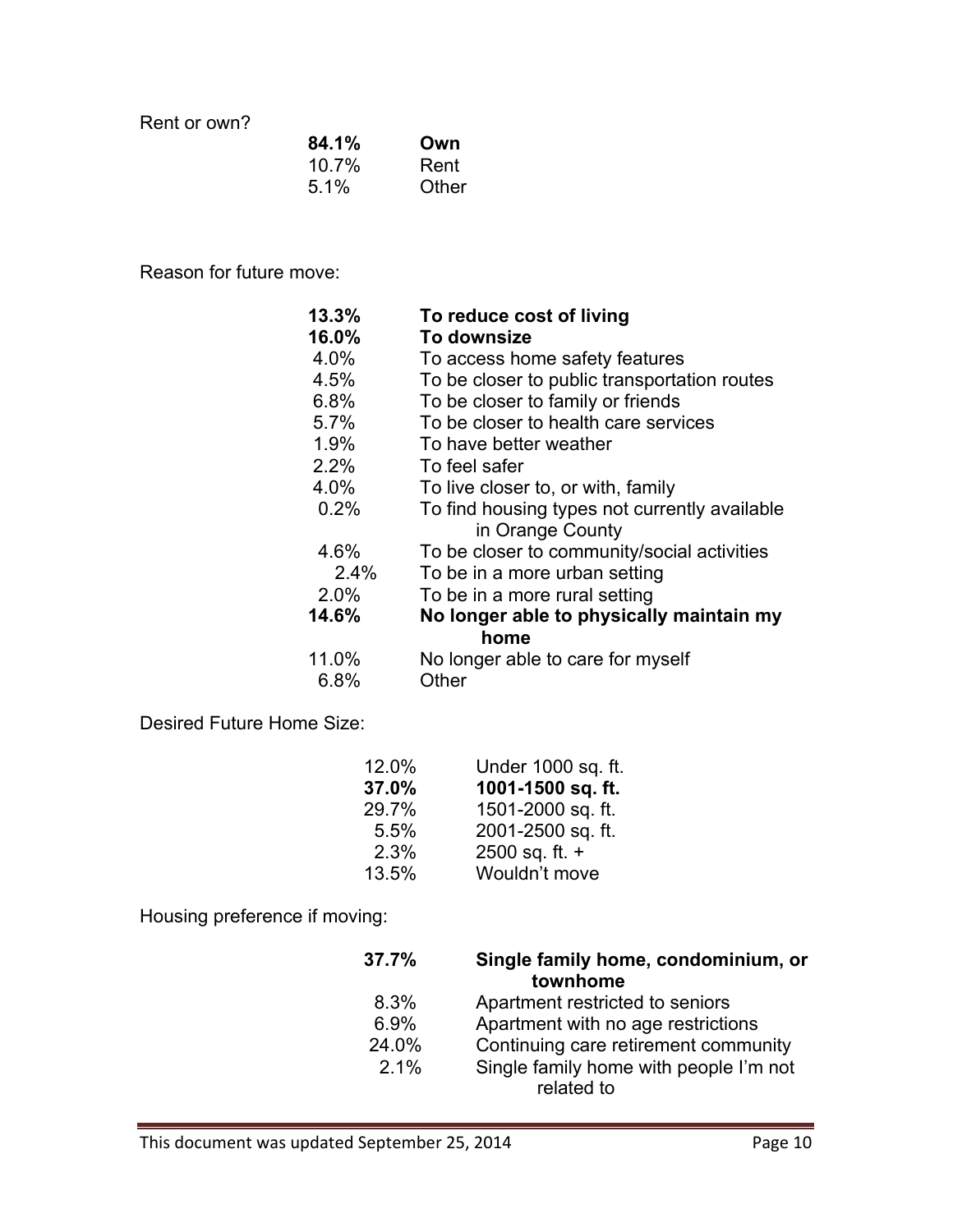Rent or own?

| | |
|---|---|
| **84.1%** | **Own** |
| 10.7% | Rent |
| 5.1% | Other |

Reason for future move:

| | |
|---|---|
| **13.3%** | **To reduce cost of living** |
| **16.0%** | **To downsize** |
| 4.0% | To access home safety features |
| 4.5% | To be closer to public transportation routes |
| 6.8% | To be closer to family or friends |
| 5.7% | To be closer to health care services |
| 1.9% | To have better weather |
| 2.2% | To feel safer |
| 4.0% | To live closer to, or with, family |
| 0.2% | To find housing types not currently available in Orange County |
| 4.6% | To be closer to community/social activities |
| 2.4% | To be in a more urban setting |
| 2.0% | To be in a more rural setting |
| **14.6%** | **No longer able to physically maintain my home** |
| 11.0% | No longer able to care for myself |
| 6.8% | Other |

Desired Future Home Size:

| | |
|---|---|
| 12.0% | Under 1000 sq. ft. |
| **37.0%** | **1001-1500 sq. ft.** |
| 29.7% | 1501-2000 sq. ft. |
| 5.5% | 2001-2500 sq. ft. |
| 2.3% | 2500 sq. ft. + |
| 13.5% | Wouldn't move |

Housing preference if moving:

| | |
|---|---|
| **37.7%** | **Single family home, condominium, or townhome** |
| 8.3% | Apartment restricted to seniors |
| 6.9% | Apartment with no age restrictions |
| 24.0% | Continuing care retirement community |
| 2.1% | Single family home with people I'm not related to |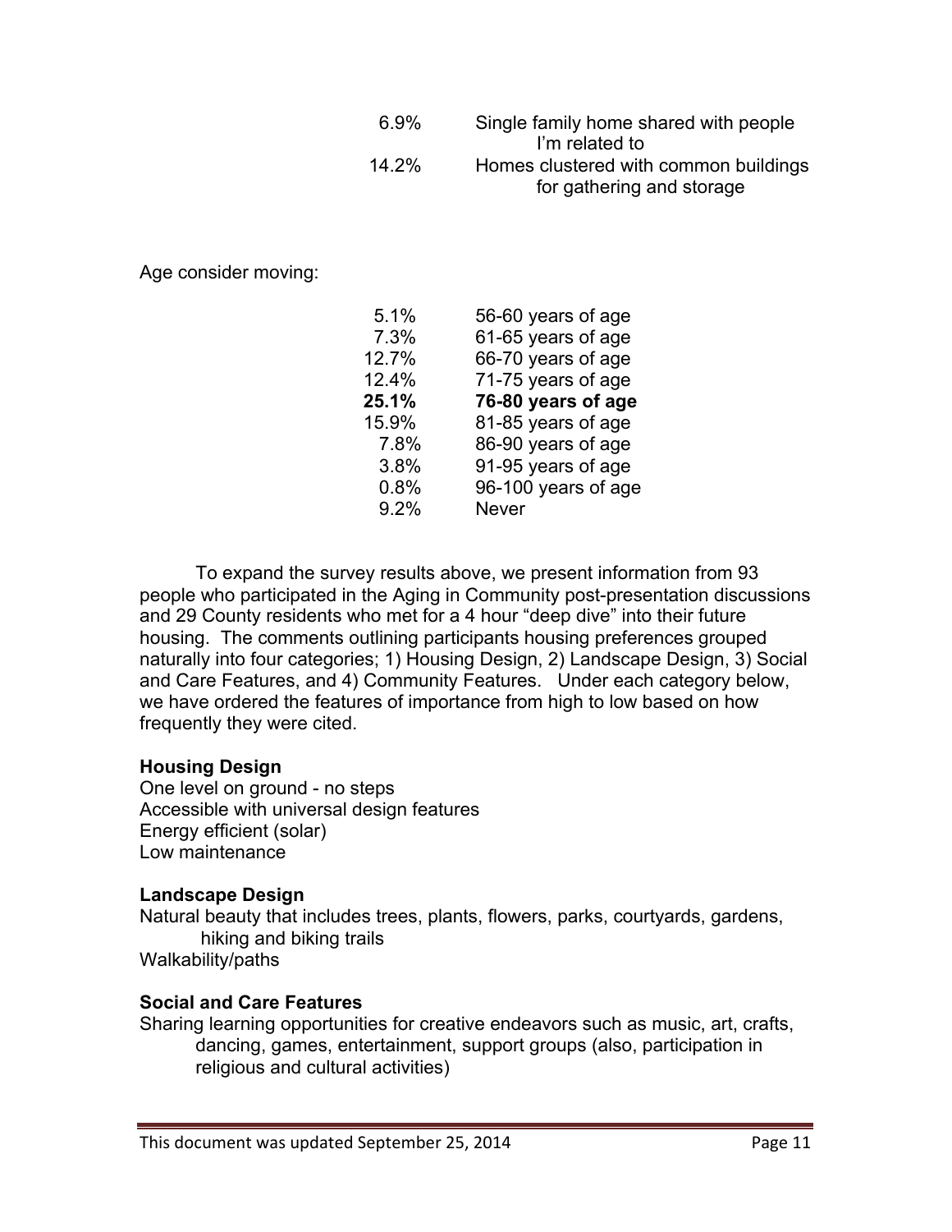| | |
|---|---|
| 6.9% | Single family home shared with people I'm related to |
| 14.2% | Homes clustered with common buildings for gathering and storage |

Age consider moving:

| | |
|---|---|
| 5.1% | 56-60 years of age |
| 7.3% | 61-65 years of age |
| 12.7% | 66-70 years of age |
| 12.4% | 71-75 years of age |
| **25.1%** | **76-80 years of age** |
| 15.9% | 81-85 years of age |
| 7.8% | 86-90 years of age |
| 3.8% | 91-95 years of age |
| 0.8% | 96-100 years of age |
| 9.2% | Never |

To expand the survey results above, we present information from 93 people who participated in the Aging in Community post-presentation discussions and 29 County residents who met for a 4 hour "deep dive" into their future housing. The comments outlining participants housing preferences grouped naturally into four categories; 1) Housing Design, 2) Landscape Design, 3) Social and Care Features, and 4) Community Features. Under each category below, we have ordered the features of importance from high to low based on how frequently they were cited.

**Housing Design**

One level on ground - no steps
Accessible with universal design features
Energy efficient (solar)
Low maintenance

**Landscape Design**

Natural beauty that includes trees, plants, flowers, parks, courtyards, gardens, hiking and biking trails
Walkability/paths

**Social and Care Features**

Sharing learning opportunities for creative endeavors such as music, art, crafts, dancing, games, entertainment, support groups (also, participation in religious and cultural activities)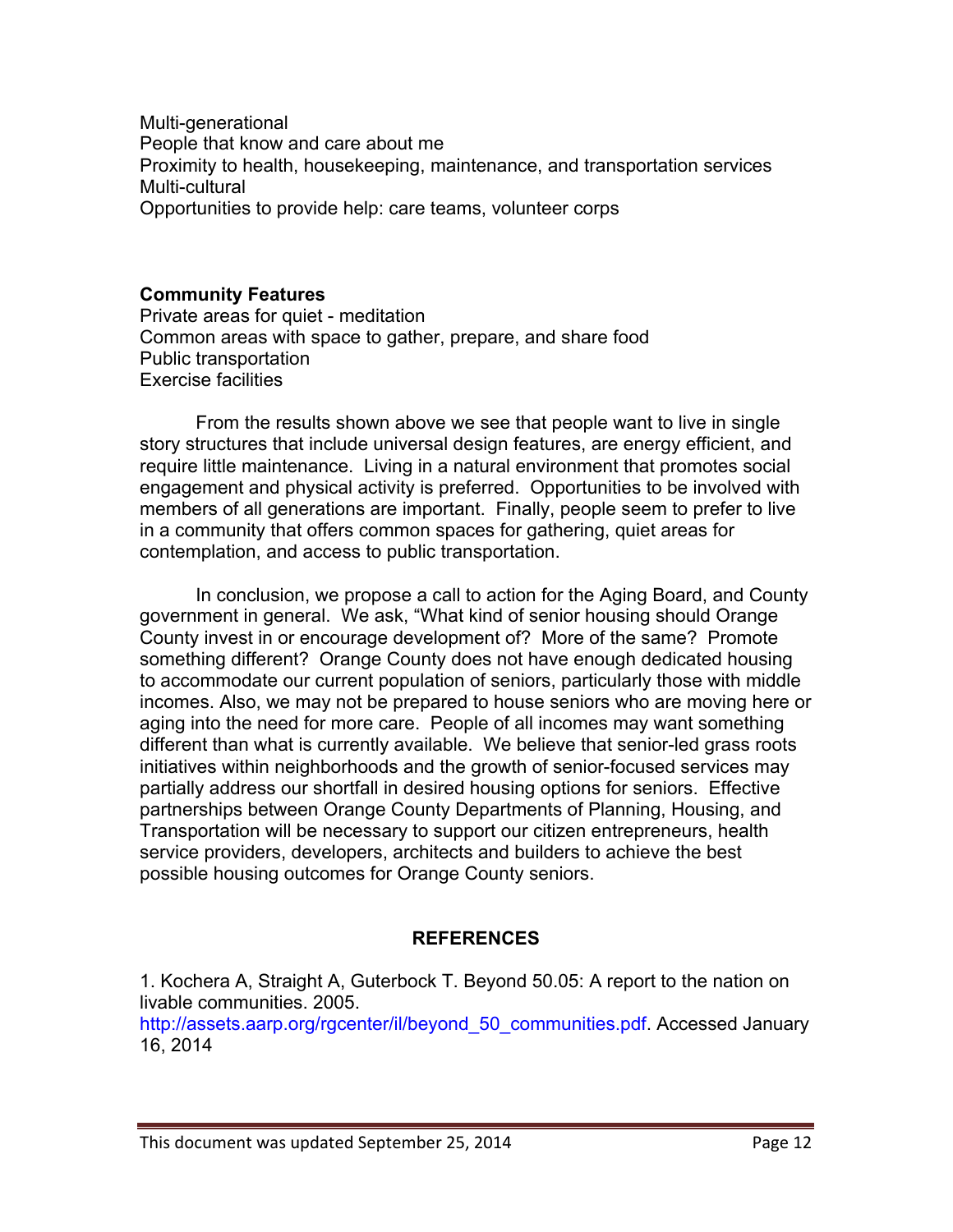Multi-generational
People that know and care about me
Proximity to health, housekeeping, maintenance, and transportation services
Multi-cultural
Opportunities to provide help: care teams, volunteer corps

**Community Features**
Private areas for quiet - meditation
Common areas with space to gather, prepare, and share food
Public transportation
Exercise facilities

From the results shown above we see that people want to live in single story structures that include universal design features, are energy efficient, and require little maintenance. Living in a natural environment that promotes social engagement and physical activity is preferred. Opportunities to be involved with members of all generations are important. Finally, people seem to prefer to live in a community that offers common spaces for gathering, quiet areas for contemplation, and access to public transportation.

In conclusion, we propose a call to action for the Aging Board, and County government in general. We ask, "What kind of senior housing should Orange County invest in or encourage development of? More of the same? Promote something different? Orange County does not have enough dedicated housing to accommodate our current population of seniors, particularly those with middle incomes. Also, we may not be prepared to house seniors who are moving here or aging into the need for more care. People of all incomes may want something different than what is currently available. We believe that senior-led grass roots initiatives within neighborhoods and the growth of senior-focused services may partially address our shortfall in desired housing options for seniors. Effective partnerships between Orange County Departments of Planning, Housing, and Transportation will be necessary to support our citizen entrepreneurs, health service providers, developers, architects and builders to achieve the best possible housing outcomes for Orange County seniors.

## REFERENCES

1. Kochera A, Straight A, Guterbock T. Beyond 50.05: A report to the nation on livable communities. 2005. http://assets.aarp.org/rgcenter/il/beyond_50_communities.pdf. Accessed January 16, 2014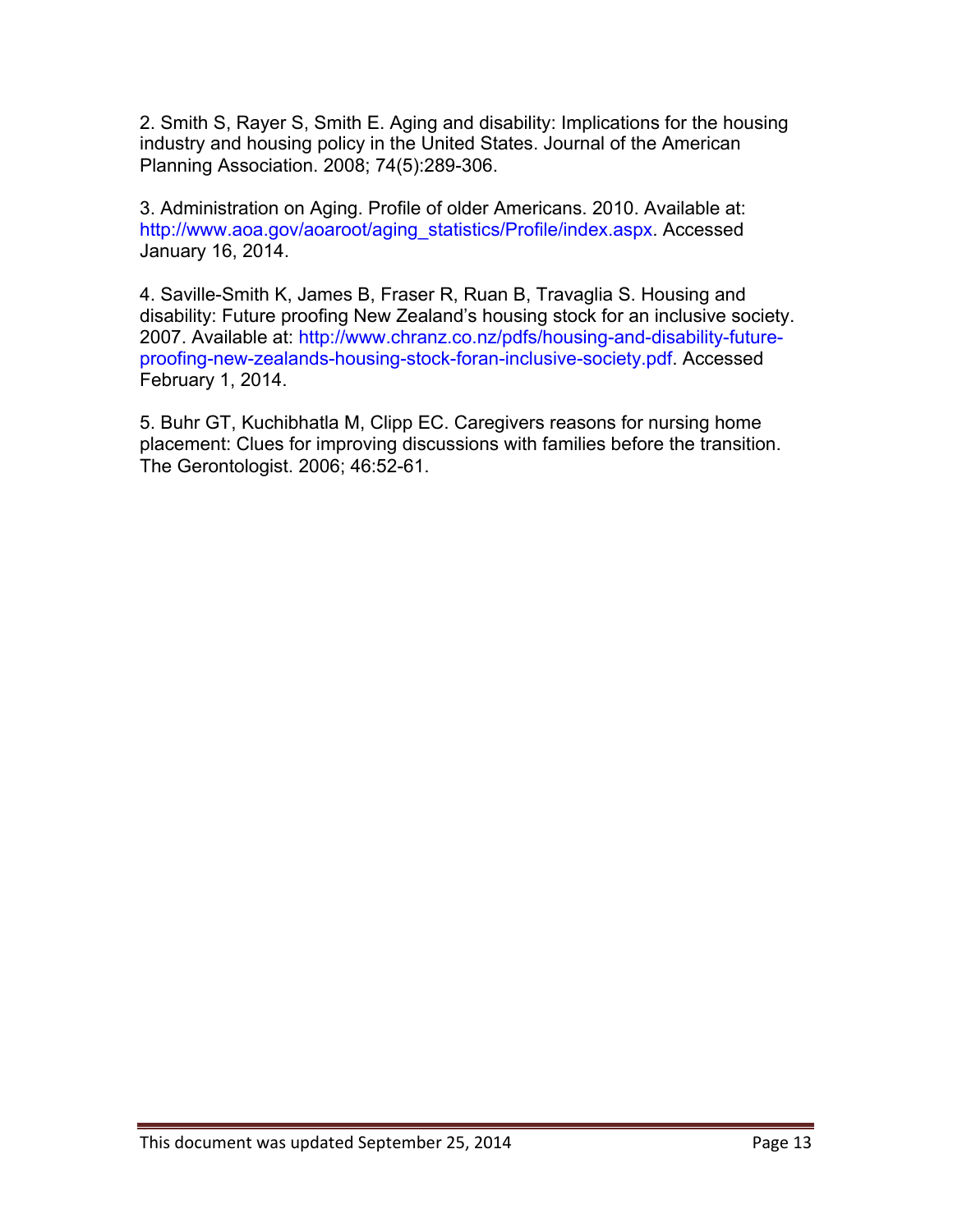2. Smith S, Rayer S, Smith E. Aging and disability: Implications for the housing industry and housing policy in the United States. Journal of the American Planning Association. 2008; 74(5):289-306.

3. Administration on Aging. Profile of older Americans. 2010. Available at: http://www.aoa.gov/aoaroot/aging_statistics/Profile/index.aspx. Accessed January 16, 2014.

4. Saville-Smith K, James B, Fraser R, Ruan B, Travaglia S. Housing and disability: Future proofing New Zealand's housing stock for an inclusive society. 2007. Available at: http://www.chranz.co.nz/pdfs/housing-and-disability-future-proofing-new-zealands-housing-stock-foran-inclusive-society.pdf. Accessed February 1, 2014.

5. Buhr GT, Kuchibhatla M, Clipp EC. Caregivers reasons for nursing home placement: Clues for improving discussions with families before the transition. The Gerontologist. 2006; 46:52-61.

This document was updated September 25, 2014